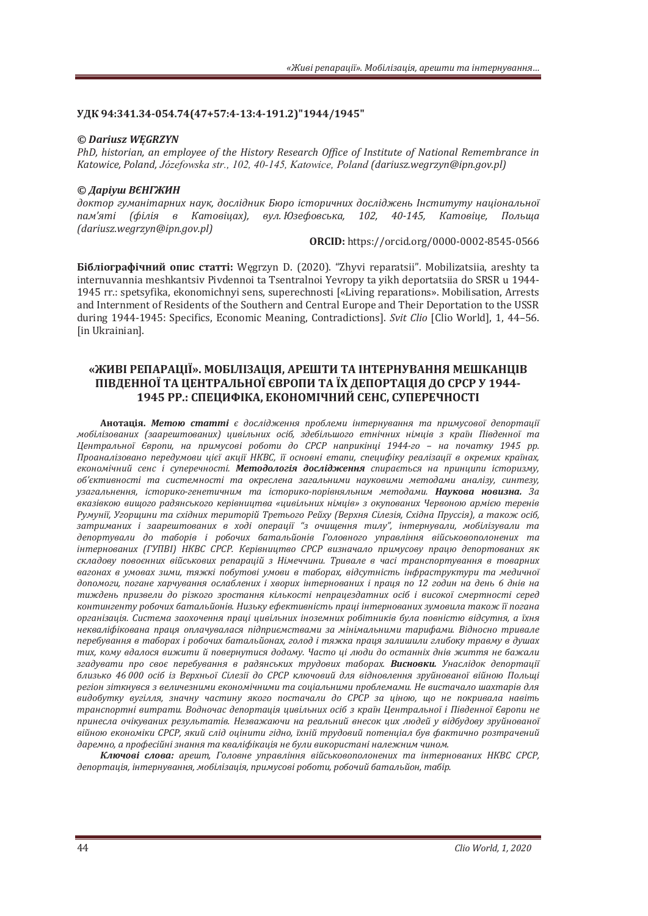УДК 94:341.34-054.74(47+57:4-13:4-191.2)"1944/1945"

*© Dariusz WĘGRZYN*

*PhD, historian, an employee of the History Research Office of Institute of National Remembrance in Katowice, Poland, Józefowska str., 102, 40-145, Katowice, Poland (dariusz.wegrzyn@ipn.gov.pl)*

*© Даріуш ВЄНГЖИН*

*доктор гуманітарних наук, дослідник Бюро історичних досліджень Інституту національної пам'яті (філія в Катовіцах), вул. Юзефовська, 102, 40-145, Катовіце, Польща (dariusz.wegrzyn@ipn.gov.pl)*

**ORCID:** https://orcid.org/0000-0002-8545-0566

**Бібліографічний опис статті:** Węgrzyn D. (2020). "Zhyvi reparatsii". Mobilizatsiia, areshty ta internuvannia meshkantsiv Pivdennoi ta Tsentralnoi Yevropy ta yikh deportatsiia do SRSR u 1944-1945 rr.: spetsyfika, ekonomichnyi sens, superechnosti [«Living reparations». Mobilisation, Arrests and Internment of Residents of the Southern and Central Europe and Their Deportation to the USSR during 1944-1945: Specifics, Economic Meaning, Contradictions]. *Svit Clio* [Clio World], 1, 44–56. [in Ukrainian].

## «ЖИВІ РЕПАРАЦІЇ». МОБІЛІЗАЦІЯ, АРЕШТИ ТА ІНТЕРНУВАННЯ МЕШКАНЦІВ ПІВДЕННОЇ ТА ЦЕНТРАЛЬНОЇ ЄВРОПИ ТА ЇХ ДЕПОРТАЦІЯ ДО СРСР У 1944-1945 РР.: СПЕЦИФІКА, ЕКОНОМІЧНИЙ СЕНС, СУПЕРЕЧНОСТІ

**Анотація.** ***Метою статті*** *є дослідження проблеми інтернування та примусової депортації мобілізованих (заарештованих) цивільних осіб, здебільшого етнічних німців з країн Південної та Центральної Європи, на примусові роботи до СРСР наприкінці 1944-го – на початку 1945 рр. Проаналізовано передумови цієї акції НКВС, її основні етапи, специфіку реалізації в окремих країнах, економічний сенс і суперечності.* ***Методологія дослідження*** *спирається на принципи історизму, об'єктивності та системності та окреслена загальними науковими методами аналізу, синтезу, узагальнення, історико-генетичним та історико-порівняльним методами.* ***Наукова новизна.*** *За вказівкою вищого радянського керівництва «цивільних німців» з окупованих Червоною армією теренів Румунії, Угорщини та східних територій Третього Рейху (Верхня Сілезія, Східна Пруссія), а також осіб, затриманих і заарештованих в ході операції "з очищення тилу", інтернували, мобілізували та депортували до таборів і робочих батальйонів Головного управління військовополонених та інтернованих (ГУПВІ) НКВС СРСР. Керівництво СРСР визначало примусову працю депортованих як складову повоєнних військових репарацій з Німеччини. Тривале в часі транспортування в товарних вагонах в умовах зими, тяжкі побутові умови в таборах, відсутність інфраструктури та медичної допомоги, погане харчування ослаблених і хворих інтернованих і праця по 12 годин на день 6 днів на тиждень призвели до різкого зростання кількості непрацездатних осіб і високої смертності серед контингенту робочих батальйонів. Низьку ефективність праці інтернованих зумовила також її погана організація. Система заохочення праці цивільних іноземних робітників була повністю відсутня, а їхня некваліфікована праця оплачувалася підприємствами за мінімальними тарифами. Відносно тривале перебування в таборах і робочих батальйонах, голод і тяжка праця залишили глибоку травму в душах тих, кому вдалося вижити й повернутися додому. Часто ці люди до останніх днів життя не бажали згадувати про своє перебування в радянських трудових таборах.* ***Висновки.*** *Унаслідок депортації близько 46 000 осіб із Верхньої Сілезії до СРСР ключовий для відновлення зруйнованої війною Польщі регіон зіткнувся з величезними економічними та соціальними проблемами. Не вистачало шахтарів для видобутку вугілля, значну частину якого постачали до СРСР за ціною, що не покривала навіть транспортні витрати. Водночас депортація цивільних осіб з країн Центральної і Південної Європи не принесла очікуваних результатів. Незважаючи на реальний внесок цих людей у відбудову зруйнованої війною економіки СРСР, який слід оцінити гідно, їхній трудовий потенціал був фактично розтрачений даремно, а професійні знання та кваліфікація не були використані належним чином.*

***Ключові слова:*** *арешт, Головне управління військовополонених та інтернованих НКВС СРСР, депортація, інтернування, мобілізація, примусові роботи, робочий батальйон, табір.*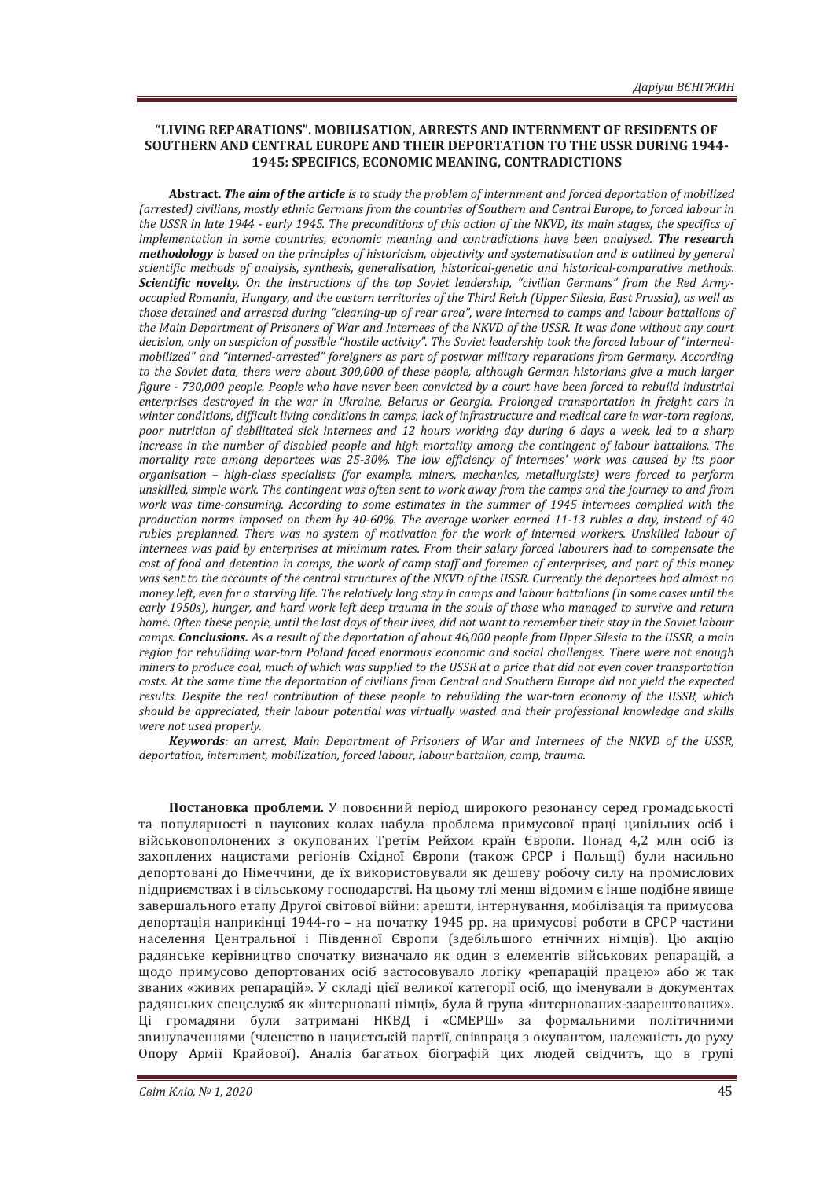## "LIVING REPARATIONS". MOBILISATION, ARRESTS AND INTERNMENT OF RESIDENTS OF SOUTHERN AND CENTRAL EUROPE AND THEIR DEPORTATION TO THE USSR DURING 1944-1945: SPECIFICS, ECONOMIC MEANING, CONTRADICTIONS

**Abstract.** ***The aim of the article*** *is to study the problem of internment and forced deportation of mobilized (arrested) civilians, mostly ethnic Germans from the countries of Southern and Central Europe, to forced labour in the USSR in late 1944 - early 1945. The preconditions of this action of the NKVD, its main stages, the specifics of implementation in some countries, economic meaning and contradictions have been analysed.* ***The research methodology*** *is based on the principles of historicism, objectivity and systematisation and is outlined by general scientific methods of analysis, synthesis, generalisation, historical-genetic and historical-comparative methods.* ***Scientific novelty****. On the instructions of the top Soviet leadership, "civilian Germans" from the Red Army-occupied Romania, Hungary, and the eastern territories of the Third Reich (Upper Silesia, East Prussia), as well as those detained and arrested during "cleaning-up of rear area", were interned to camps and labour battalions of the Main Department of Prisoners of War and Internees of the NKVD of the USSR. It was done without any court decision, only on suspicion of possible "hostile activity". The Soviet leadership took the forced labour of "interned-mobilized" and "interned-arrested" foreigners as part of postwar military reparations from Germany. According to the Soviet data, there were about 300,000 of these people, although German historians give a much larger figure - 730,000 people. People who have never been convicted by a court have been forced to rebuild industrial enterprises destroyed in the war in Ukraine, Belarus or Georgia. Prolonged transportation in freight cars in winter conditions, difficult living conditions in camps, lack of infrastructure and medical care in war-torn regions, poor nutrition of debilitated sick internees and 12 hours working day during 6 days a week, led to a sharp increase in the number of disabled people and high mortality among the contingent of labour battalions. The mortality rate among deportees was 25-30%. The low efficiency of internees' work was caused by its poor organisation – high-class specialists (for example, miners, mechanics, metallurgists) were forced to perform unskilled, simple work. The contingent was often sent to work away from the camps and the journey to and from work was time-consuming. According to some estimates in the summer of 1945 internees complied with the production norms imposed on them by 40-60%. The average worker earned 11-13 rubles a day, instead of 40 rubles preplanned. There was no system of motivation for the work of interned workers. Unskilled labour of internees was paid by enterprises at minimum rates. From their salary forced labourers had to compensate the cost of food and detention in camps, the work of camp staff and foremen of enterprises, and part of this money was sent to the accounts of the central structures of the NKVD of the USSR. Currently the deportees had almost no money left, even for a starving life. The relatively long stay in camps and labour battalions (in some cases until the early 1950s), hunger, and hard work left deep trauma in the souls of those who managed to survive and return home. Often these people, until the last days of their lives, did not want to remember their stay in the Soviet labour camps.* ***Conclusions.*** *As a result of the deportation of about 46,000 people from Upper Silesia to the USSR, a main region for rebuilding war-torn Poland faced enormous economic and social challenges. There were not enough miners to produce coal, much of which was supplied to the USSR at a price that did not even cover transportation costs. At the same time the deportation of civilians from Central and Southern Europe did not yield the expected results. Despite the real contribution of these people to rebuilding the war-torn economy of the USSR, which should be appreciated, their labour potential was virtually wasted and their professional knowledge and skills were not used properly.*

***Keywords****: an arrest, Main Department of Prisoners of War and Internees of the NKVD of the USSR, deportation, internment, mobilization, forced labour, labour battalion, camp, trauma.*

**Постановка проблеми.** У повоєнний період широкого резонансу серед громадськості та популярності в наукових колах набула проблема примусової праці цивільних осіб і військовополонених з окупованих Третім Рейхом країн Європи. Понад 4,2 млн осіб із захоплених нацистами регіонів Східної Європи (також СРСР і Польщі) були насильно депортовані до Німеччини, де їх використовували як дешеву робочу силу на промислових підприємствах і в сільському господарстві. На цьому тлі менш відомим є інше подібне явище завершального етапу Другої світової війни: арешти, інтернування, мобілізація та примусова депортація наприкінці 1944-го – на початку 1945 рр. на примусові роботи в СРСР частини населення Центральної і Південної Європи (здебільшого етнічних німців). Цю акцію радянське керівництво спочатку визначало як один з елементів військових репарацій, а щодо примусово депортованих осіб застосовувало логіку «репарацій працею» або ж так званих «живих репарацій». У складі цієї великої категорії осіб, що іменували в документах радянських спецслужб як «інтерновані німці», була й група «інтернованих-заарештованих». Ці громадяни були затримані НКВД і «СМЕРШ» за формальними політичними звинуваченнями (членство в нацистській партії, співпраця з окупантом, належність до руху Опору Армії Крайової). Аналіз багатьох біографій цих людей свідчить, що в групі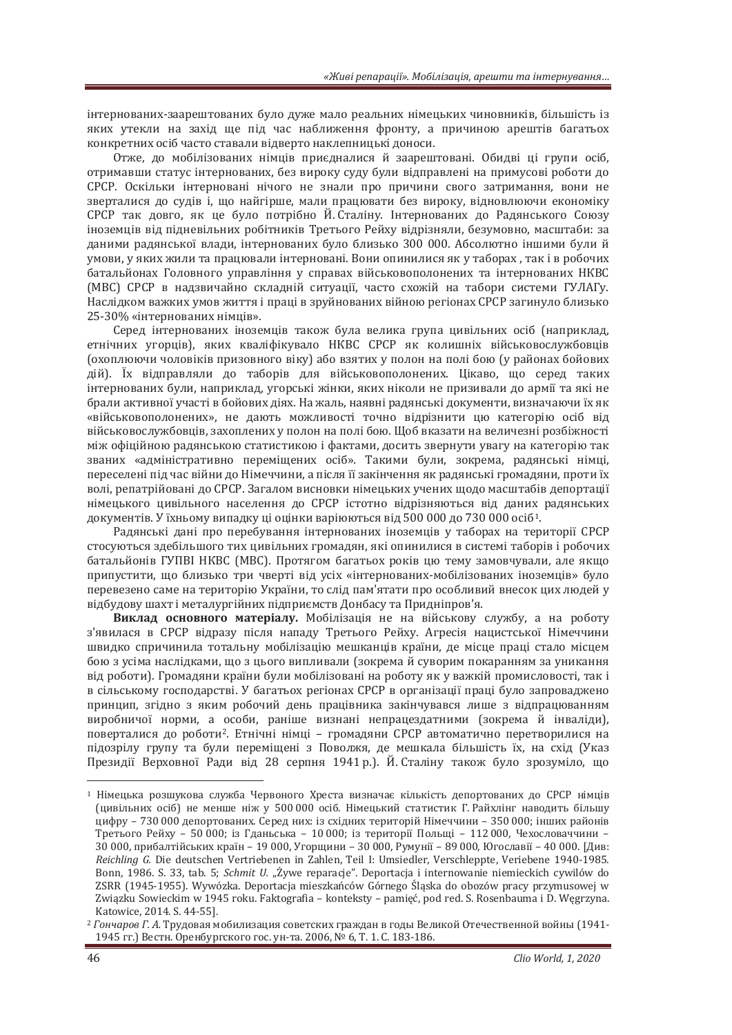інтернованих-заарештованих було дуже мало реальних німецьких чиновників, більшість із яких утекли на захід ще під час наближення фронту, а причиною арештів багатьох конкретних осіб часто ставали відверто наклепницькі доноси.

Отже, до мобілізованих німців приєдналися й заарештовані. Обидві ці групи осіб, отримавши статус інтернованих, без вироку суду були відправлені на примусові роботи до СРСР. Оскільки інтерновані нічого не знали про причини свого затримання, вони не зверталися до судів і, що найгірше, мали працювати без вироку, відновлюючи економіку СРСР так довго, як це було потрібно Й. Сталіну. Інтернованих до Радянського Союзу іноземців від підневільних робітників Третього Рейху відрізняли, безумовно, масштаби: за даними радянської влади, інтернованих було близько 300 000. Абсолютно іншими були й умови, у яких жили та працювали інтерновані. Вони опинилися як у таборах , так і в робочих батальйонах Головного управління у справах військовополонених та інтернованих НКВС (МВС) СРСР в надзвичайно складній ситуації, часто схожій на табори системи ГУЛАГу. Наслідком важких умов життя і праці в зруйнованих війною регіонах СРСР загинуло близько 25-30% «інтернованих німців».

Серед інтернованих іноземців також була велика група цивільних осіб (наприклад, етнічних угорців), яких кваліфікувало НКВС СРСР як колишніх військовослужбовців (охоплюючи чоловіків призовного віку) або взятих у полон на полі бою (у районах бойових дій). Їх відправляли до таборів для військовополонених. Цікаво, що серед таких інтернованих були, наприклад, угорські жінки, яких ніколи не призивали до армії та які не брали активної участі в бойових діях. На жаль, наявні радянські документи, визначаючи їх як «військовополонених», не дають можливості точно відрізнити цю категорію осіб від військовослужбовців, захоплених у полон на полі бою. Щоб вказати на величезні розбіжності між офіційною радянською статистикою і фактами, досить звернути увагу на категорію так званих «адміністративно переміщених осіб». Такими були, зокрема, радянські німці, переселені під час війни до Німеччини, а після її закінчення як радянські громадяни, проти їх волі, репатрійовані до СРСР. Загалом висновки німецьких учених щодо масштабів депортації німецького цивільного населення до СРСР істотно відрізняються від даних радянських документів. У їхньому випадку ці оцінки варіюються від 500 000 до 730 000 осіб[1].

Радянські дані про перебування інтернованих іноземців у таборах на території СРСР стосуються здебільшого тих цивільних громадян, які опинилися в системі таборів і робочих батальйонів ГУПВІ НКВС (МВС). Протягом багатьох років цю тему замовчували, але якщо припустити, що близько три чверті від усіх «інтернованих-мобілізованих іноземців» було перевезено саме на територію України, то слід пам'ятати про особливий внесок цих людей у відбудову шахт і металургійних підприємств Донбасу та Придніпров'я.

**Виклад основного матеріалу.** Мобілізація не на військову службу, а на роботу з'явилася в СРСР відразу після нападу Третього Рейху. Агресія нацистської Німеччини швидко спричинила тотальну мобілізацію мешканців країни, де місце праці стало місцем бою з усіма наслідками, що з цього випливали (зокрема й суворим покаранням за уникання від роботи). Громадяни країни були мобілізовані на роботу як у важкій промисловості, так і в сільському господарстві. У багатьох регіонах СРСР в організації праці було запроваджено принцип, згідно з яким робочий день працівника закінчувався лише з відпрацюванням виробничої норми, а особи, раніше визнані непрацездатними (зокрема й інваліди), поверталися до роботи[2]. Етнічні німці – громадяни СРСР автоматично перетворилися на підозрілу групу та були переміщені з Поволжя, де мешкала більшість їх, на схід (Указ Президії Верховної Ради від 28 серпня 1941 р.). Й. Сталіну також було зрозуміло, що

---

[1] Німецька розшукова служба Червоного Хреста визначає кількість депортованих до СРСР німців (цивільних осіб) не менше ніж у 500 000 осіб. Німецький статистик Г. Райхлінг наводить більшу цифру – 730 000 депортованих. Серед них: із східних територій Німеччини – 350 000; інших районів Третього Рейху – 50 000; із Гданьська – 10 000; із території Польщі – 112 000, Чехословаччини – 30 000, прибалтійських країн – 19 000, Угорщини – 30 000, Румунії – 89 000, Югославії – 40 000. [Див: *Reichling G.* Die deutschen Vertriebenen in Zahlen, Teil I: Umsiedler, Verschleppte, Veriebene 1940-1985. Bonn, 1986. S. 33, tab. 5; *Schmit U.* „Żywe reparacje". Deportacja i internowanie niemieckich cywilów do ZSRR (1945-1955). Wywózka. Deportacja mieszkańców Górnego Śląska do obozów pracy przymusowej w Związku Sowieckim w 1945 roku. Faktografia – konteksty – pamięć, pod red. S. Rosenbauma i D. Węgrzyna. Katowice, 2014. S. 44-55].

[2] *Гончаров Г. А.* Трудовая мобилизация советских граждан в годы Великой Отечественной войны (1941-1945 гг.) Вестн. Оренбургского гос. ун-та. 2006, № 6, Т. 1. С. 183-186.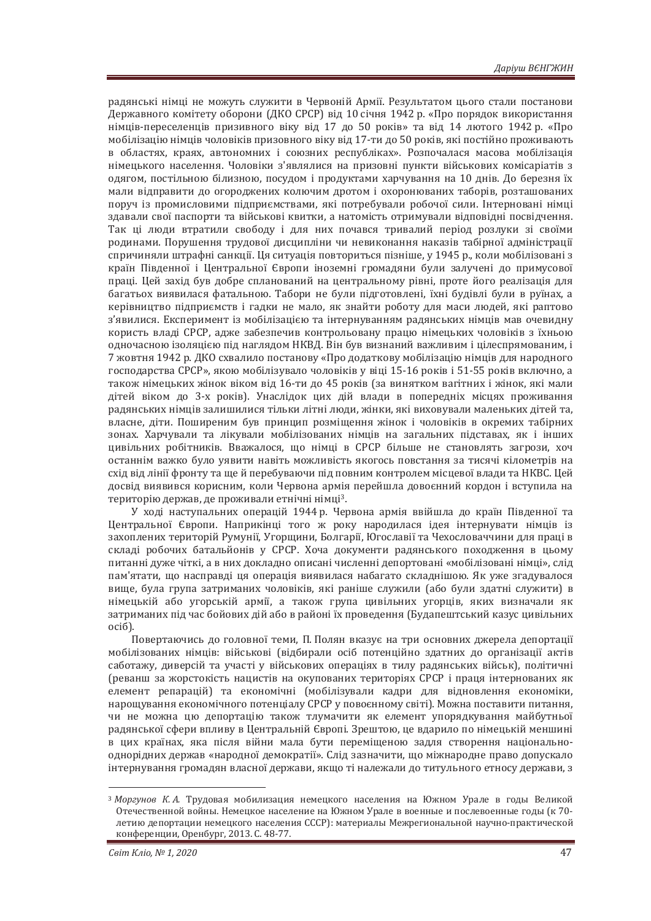радянські німці не можуть служити в Червоній Армії. Результатом цього стали постанови Державного комітету оборони (ДКО СРСР) від 10 січня 1942 р. «Про порядок використання німців-переселенців призивного віку від 17 до 50 років» та від 14 лютого 1942 р. «Про мобілізацію німців чоловіків призовного віку від 17-ти до 50 років, які постійно проживають в областях, краях, автономних і союзних республіках». Розпочалася масова мобілізація німецького населення. Чоловіки з'являлися на призовні пункти військових комісаріатів з одягом, постільною білизною, посудом і продуктами харчування на 10 днів. До березня їх мали відправити до огороджених колючим дротом і охоронюваних таборів, розташованих поруч із промисловими підприємствами, які потребували робочої сили. Інтерновані німці здавали свої паспорти та військові квитки, а натомість отримували відповідні посвідчення. Так ці люди втратили свободу і для них почався тривалий період розлуки зі своїми родинами. Порушення трудової дисципліни чи невиконання наказів табірної адміністрації спричиняли штрафні санкції. Ця ситуація повториться пізніше, у 1945 р., коли мобілізовані з країн Південної і Центральної Європи іноземні громадяни були залучені до примусової праці. Цей захід був добре спланований на центральному рівні, проте його реалізація для багатьох виявилася фатальною. Табори не були підготовлені, їхні будівлі були в руїнах, а керівництво підприємств і гадки не мало, як знайти роботу для маси людей, які раптово з'явилися. Експеримент із мобілізацією та інтернуванням радянських німців мав очевидну користь владі СРСР, адже забезпечив контрольовану працю німецьких чоловіків з їхньою одночасною ізоляцією під наглядом НКВД. Він був визнаний важливим і цілеспрямованим, і 7 жовтня 1942 р. ДКО схвалило постанову «Про додаткову мобілізацію німців для народного господарства СРСР», якою мобілізувало чоловіків у віці 15-16 років і 51-55 років включно, а також німецьких жінок віком від 16-ти до 45 років (за винятком вагітних і жінок, які мали дітей віком до 3-х років). Унаслідок цих дій влади в попередніх місцях проживання радянських німців залишилися тільки літні люди, жінки, які виховували маленьких дітей та, власне, діти. Поширеним був принцип розміщення жінок і чоловіків в окремих табірних зонах. Харчували та лікували мобілізованих німців на загальних підставах, як і інших цивільних робітників. Вважалося, що німці в СРСР більше не становлять загрози, хоч останнім важко було уявити навіть можливість якогось повстання за тисячі кілометрів на схід від лінії фронту та ще й перебуваючи під повним контролем місцевої влади та НКВС. Цей досвід виявився корисним, коли Червона армія перейшла довоєнний кордон і вступила на територію держав, де проживали етнічні німці[3].

У ході наступальних операцій 1944 р. Червона армія ввійшла до країн Південної та Центральної Європи. Наприкінці того ж року народилася ідея інтернувати німців із захоплених територій Румунії, Угорщини, Болгарії, Югославії та Чехословаччини для праці в складі робочих батальйонів у СРСР. Хоча документи радянського походження в цьому питанні дуже чіткі, а в них докладно описані численні депортовані «мобілізовані німці», слід пам'ятати, що насправді ця операція виявилася набагато складнішою. Як уже згадувалося вище, була група затриманих чоловіків, які раніше служили (або були здатні служити) в німецькій або угорській армії, а також група цивільних угорців, яких визначали як затриманих під час бойових дій або в районі їх проведення (Будапештський казус цивільних осіб).

Повертаючись до головної теми, П. Полян вказує на три основних джерела депортації мобілізованих німців: військові (відбирали осіб потенційно здатних до організації актів саботажу, диверсій та участі у військових операціях в тилу радянських військ), політичні (реванш за жорстокість нацистів на окупованих територіях СРСР і праця інтернованих як елемент репарацій) та економічні (мобілізували кадри для відновлення економіки, нарощування економічного потенціалу СРСР у повоєнному світі). Можна поставити питання, чи не можна цю депортацію також тлумачити як елемент упорядкування майбутньої радянської сфери впливу в Центральній Європі. Зрештою, це вдарило по німецькій меншині в цих країнах, яка після війни мала бути переміщеною задля створення національно-однорідних держав «народної демократії». Слід зазначити, що міжнародне право допускало інтернування громадян власної держави, якщо ті належали до титульного етносу держави, з

---

[3] *Моргунов К. А.* Трудовая мобилизация немецкого населения на Южном Урале в годы Великой Отечественной войны. Немецкое население на Южном Урале в военные и послевоенные годы (к 70-летию депортации немецкого населения СССР): материалы Межрегиональной научно-практической конференции, Оренбург, 2013. С. 48-77.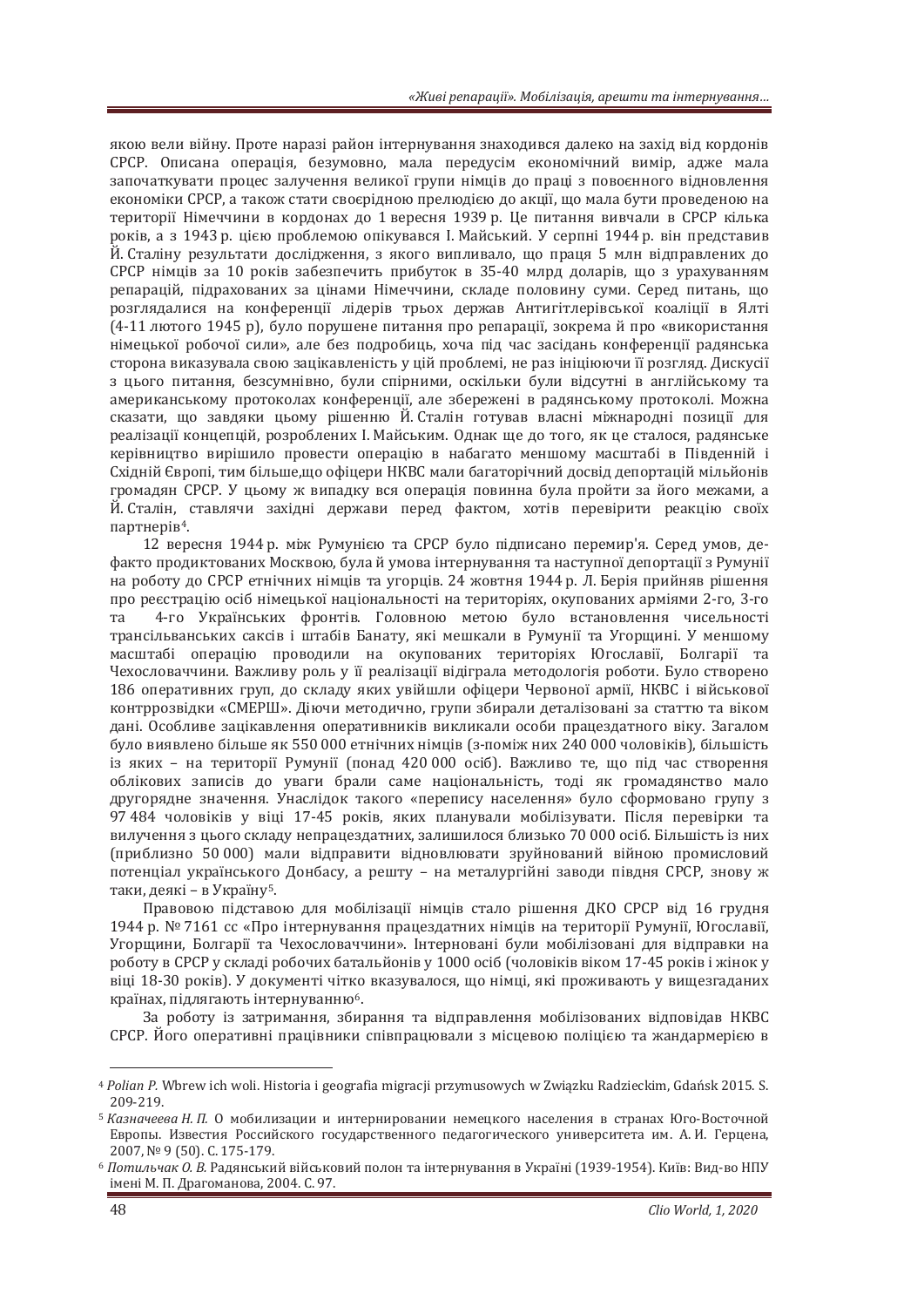якою вели війну. Проте наразі район інтернування знаходився далеко на захід від кордонів СРСР. Описана операція, безумовно, мала передусім економічний вимір, адже мала започаткувати процес залучення великої групи німців до праці з повоєнного відновлення економіки СРСР, а також стати своєрідною прелюдією до акції, що мала бути проведеною на території Німеччини в кордонах до 1 вересня 1939 р. Це питання вивчали в СРСР кілька років, а з 1943 р. цією проблемою опікувався І. Майський. У серпні 1944 р. він представив Й. Сталіну результати дослідження, з якого випливало, що праця 5 млн відправлених до СРСР німців за 10 років забезпечить прибуток в 35-40 млрд доларів, що з урахуванням репарацій, підрахованих за цінами Німеччини, складе половину суми. Серед питань, що розглядалися на конференції лідерів трьох держав Антигітлерівської коаліції в Ялті (4-11 лютого 1945 р), було порушене питання про репарації, зокрема й про «використання німецької робочої сили», але без подробиць, хоча під час засідань конференції радянська сторона виказувала свою зацікавленість у цій проблемі, не раз ініціюючи її розгляд. Дискусії з цього питання, безсумнівно, були спірними, оскільки були відсутні в англійському та американському протоколах конференції, але збережені в радянському протоколі. Можна сказати, що завдяки цьому рішенню Й. Сталін готував власні міжнародні позиції для реалізації концепцій, розроблених І. Майським. Однак ще до того, як це сталося, радянське керівництво вирішило провести операцію в набагато меншому масштабі в Південній і Східній Європі, тим більше,що офіцери НКВС мали багаторічний досвід депортацій мільйонів громадян СРСР. У цьому ж випадку вся операція повинна була пройти за його межами, а Й. Сталін, ставлячи західні держави перед фактом, хотів перевірити реакцію своїх партнерів[4].

12 вересня 1944 р. між Румунією та СРСР було підписано перемир'я. Серед умов, де-факто продиктованих Москвою, була й умова інтернування та наступної депортації з Румунії на роботу до СРСР етнічних німців та угорців. 24 жовтня 1944 р. Л. Берія прийняв рішення про реєстрацію осіб німецької національності на територіях, окупованих арміями 2-го, 3-го та 4-го Українських фронтів. Головною метою було встановлення чисельності трансільванських саксів і штабів Банату, які мешкали в Румунії та Угорщині. У меншому масштабі операцію проводили на окупованих територіях Югославії, Болгарії та Чехословаччини. Важливу роль у її реалізації відіграла методологія роботи. Було створено 186 оперативних груп, до складу яких увійшли офіцери Червоної армії, НКВС і військової контррозвідки «СМЕРШ». Діючи методично, групи збирали деталізовані за статтю та віком дані. Особливе зацікавлення оперативників викликали особи працездатного віку. Загалом було виявлено більше як 550 000 етнічних німців (з-поміж них 240 000 чоловіків), більшість із яких – на території Румунії (понад 420 000 осіб). Важливо те, що під час створення облікових записів до уваги брали саме національність, тоді як громадянство мало другорядне значення. Унаслідок такого «перепису населення» було сформовано групу з 97 484 чоловіків у віці 17-45 років, яких планували мобілізувати. Після перевірки та вилучення з цього складу непрацездатних, залишилося близько 70 000 осіб. Більшість із них (приблизно 50 000) мали відправити відновлювати зруйнований війною промисловий потенціал українського Донбасу, а решту – на металургійні заводи півдня СРСР, знову ж таки, деякі – в Україну[5].

Правовою підставою для мобілізації німців стало рішення ДКО СРСР від 16 грудня 1944 р. № 7161 сс «Про інтернування працездатних німців на території Румунії, Югославії, Угорщини, Болгарії та Чехословаччини». Інтерновані були мобілізовані для відправки на роботу в СРСР у складі робочих батальйонів у 1000 осіб (чоловіків віком 17-45 років і жінок у віці 18-30 років). У документі чітко вказувалося, що німці, які проживають у вищезгаданих країнах, підлягають інтернуванню[6].

За роботу із затримання, збирання та відправлення мобілізованих відповідав НКВС СРСР. Його оперативні працівники співпрацювали з місцевою поліцією та жандармерією в

---

[4] *Polian P.* Wbrew ich woli. Historia i geografia migracji przymusowych w Związku Radzieckim, Gdańsk 2015. S. 209-219.

[5] *Казначеева Н. П.* О мобилизации и интернировании немецкого населения в странах Юго-Восточной Европы. Известия Российского государственного педагогического университета им. А. И. Герцена, 2007, № 9 (50). С. 175-179.

[6] *Потильчак О. В.* Радянський військовий полон та інтернування в Україні (1939-1954). Київ: Вид-во НПУ імені М. П. Драгоманова, 2004. С. 97.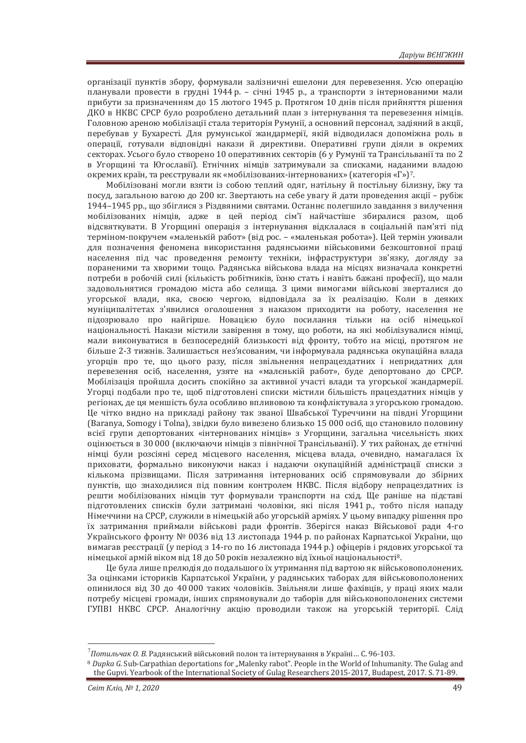організації пунктів збору, формували залізничні ешелони для перевезення. Усю операцію планували провести в грудні 1944 р. – січні 1945 р., а транспорти з інтернованими мали прибути за призначенням до 15 лютого 1945 р. Протягом 10 днів після прийняття рішення ДКО в НКВС СРСР було розроблено детальний план з інтернування та перевезення німців. Головною ареною мобілізації стала територія Румунії, а основний персонал, задіяний в акції, перебував у Бухаресті. Для румунської жандармерії, якій відводилася допоміжна роль в операції, готували відповідні накази й директиви. Оперативні групи діяли в окремих секторах. Усього було створено 10 оперативних секторів (6 у Румунії та Трансільванії та по 2 в Угорщині та Югославії). Етнічних німців затримували за списками, наданими владою окремих країн, та реєстрували як «мобілізованих-інтернованих» (категорія «Г»)[7].

Мобілізовані могли взяти із собою теплий одяг, натільну й постільну білизну, їжу та посуд, загальною вагою до 200 кг. Звертають на себе увагу й дати проведення акції – рубіж 1944–1945 рр., що збіглися з Різдвяними святами. Останнє полегшило завдання з вилучення мобілізованих німців, адже в цей період сім'ї найчастіше збиралися разом, щоб відсвяткувати. В Угорщині операція з інтернування відклалася в соціальній пам'яті під терміном-покручем «маленькій работ» (від рос. – «маленькая робота»). Цей термін уживали для позначення феномена використання радянськими військовими безкоштовної праці населення під час проведення ремонту техніки, інфраструктури зв'язку, догляду за пораненими та хворими тощо. Радянська військова влада на місцях визначала конкретні потреби в робочій силі (кількість робітників, їхню стать і навіть бажані професії), що мали задовольнятися громадою міста або селища. З цими вимогами військові зверталися до угорської влади, яка, своєю чергою, відповідала за їх реалізацію. Коли в деяких муніципалітетах з'явилися оголошення з наказом приходити на роботу, населення не підозрювало про найгірше. Новацією було посилання тільки на осіб німецької національності. Накази містили завірення в тому, що роботи, на які мобілізувалися німці, мали виконуватися в безпосередній близькості від фронту, тобто на місці, протягом не більше 2-3 тижнів. Залишається нез'ясованим, чи інформувала радянська окупаційна влада угорців про те, що цього разу, після звільнення непрацездатних і непридатних для перевезення осіб, населення, узяте на «малєнькій работ», буде депортовано до СРСР. Мобілізація пройшла досить спокійно за активної участі влади та угорської жандармерії. Угорці подбали про те, щоб підготовлені списки містили більшість працездатних німців у регіонах, де ця меншість була особливо впливовою та конфліктувала з угорською громадою. Це чітко видно на прикладі району так званої Швабської Туреччини на півдні Угорщини (Baranya, Somogy і Tolna), звідки було вивезено близько 15 000 осіб, що становило половину всієї групи депортованих «інтернованих німців» з Угорщини, загальна чисельність яких оцінюється в 30 000 (включаючи німців з північної Трансільванії). У тих районах, де етнічні німці були розсіяні серед місцевого населення, місцева влада, очевидно, намагалася їх приховати, формально виконуючи наказ і надаючи окупаційній адміністрації списки з кількома прізвищами. Після затримання інтернованих осіб спрямовували до збірних пунктів, що знаходилися під повним контролем НКВС. Після відбору непрацездатних із решти мобілізованих німців тут формували транспорти на схід. Ще раніше на підставі підготовлених списків були затримані чоловіки, які після 1941 р., тобто після нападу Німеччини на СРСР, служили в німецькій або угорській арміях. У цьому випадку рішення про їх затримання приймали військові ради фронтів. Зберігся наказ Військової ради 4-го Українського фронту № 0036 від 13 листопада 1944 р. по районах Карпатської України, що вимагав реєстрації (у період з 14-го по 16 листопада 1944 р.) офіцерів і рядових угорської та німецької армій віком від 18 до 50 років незалежно від їхньої національності[8].

Це була лише прелюдія до подальшого їх утримання під вартою як військовополонених. За оцінками істориків Карпатської України, у радянських таборах для військовополонених опинилося від 30 до 40 000 таких чоловіків. Звільняли лише фахівців, у праці яких мали потребу місцеві громади, інших спрямовували до таборів для військовополонених системи ГУПВІ НКВС СРСР. Аналогічну акцію проводили також на угорській території. Слід

---

[7] *Потильчак О. В.* Радянський військовий полон та інтернування в Україні… С. 96-103.

[8] *Dupka G.* Sub-Carpathian deportations for „Malenky rabot". People in the World of Inhumanity. The Gulag and the Gupvi. Yearbook of the International Society of Gulag Researchers 2015-2017, Budapest, 2017. S. 71-89.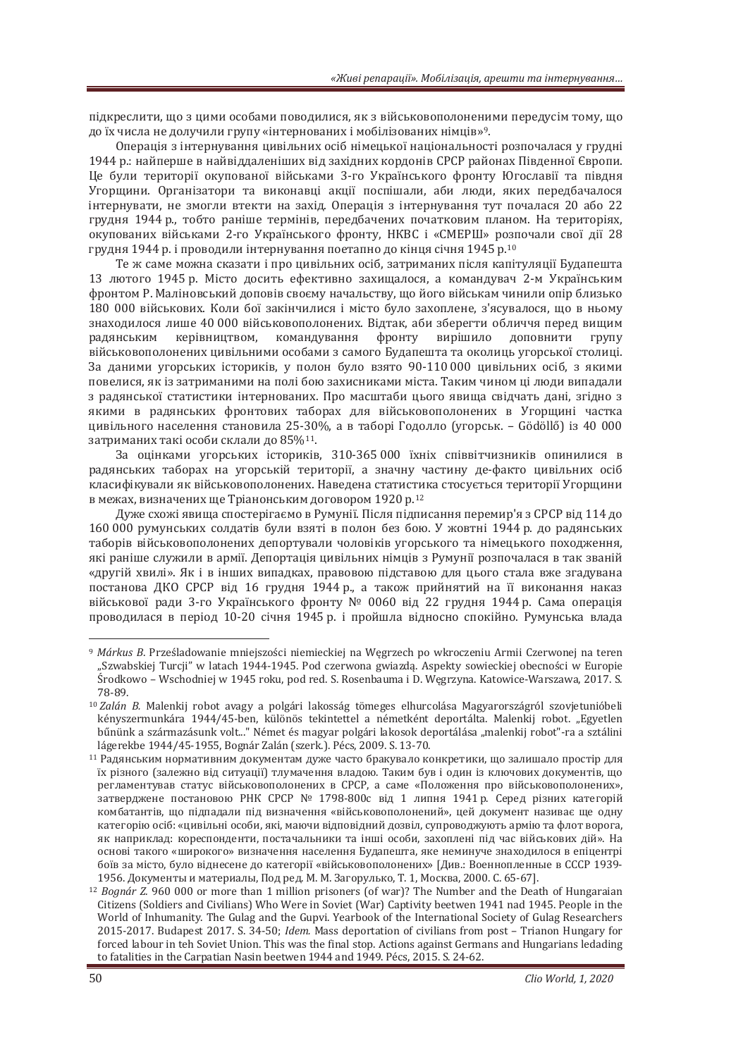підкреслити, що з цими особами поводилися, як з військовополоненими передусім тому, що до їх числа не долучили групу «інтернованих і мобілізованих німців»[9].

Операція з інтернування цивільних осіб німецької національності розпочалася у грудні 1944 р.: найперше в найвіддаленіших від західних кордонів СРСР районах Південної Європи. Це були території окупованої військами 3-го Українського фронту Югославії та півдня Угорщини. Організатори та виконавці акції поспішали, аби люди, яких передбачалося інтернувати, не змогли втекти на захід. Операція з інтернування тут почалася 20 або 22 грудня 1944 р., тобто раніше термінів, передбачених початковим планом. На територіях, окупованих військами 2-го Українського фронту, НКВС і «СМЕРШ» розпочали свої дії 28 грудня 1944 р. і проводили інтернування поетапно до кінця січня 1945 р.[10]

Те ж саме можна сказати і про цивільних осіб, затриманих після капітуляції Будапешта 13 лютого 1945 р. Місто досить ефективно захищалося, а командувач 2-м Українським фронтом Р. Маліновський доповів своєму начальству, що його військам чинили опір близько 180 000 військових. Коли бої закінчилися і місто було захоплене, з'ясувалося, що в ньому знаходилося лише 40 000 військовополонених. Відтак, аби зберегти обличчя перед вищим радянським керівництвом, командування фронту вирішило доповнити групу військовополонених цивільними особами з самого Будапешта та околиць угорської столиці. За даними угорських істориків, у полон було взято 90-110 000 цивільних осіб, з якими повелися, як із затриманими на полі бою захисниками міста. Таким чином ці люди випадали з радянської статистики інтернованих. Про масштаби цього явища свідчать дані, згідно з якими в радянських фронтових таборах для військовополонених в Угорщині частка цивільного населення становила 25-30%, а в таборі Годолло (угорськ. – Gödöllő) із 40 000 затриманих такі особи склали до 85%[11].

За оцінками угорських істориків, 310-365 000 їхніх співвітчизників опинилися в радянських таборах на угорській території, а значну частину де-факто цивільних осіб класифікували як військовополонених. Наведена статистика стосується території Угорщини в межах, визначених ще Тріанонським договором 1920 р.[12]

Дуже схожі явища спостерігаємо в Румунії. Після підписання перемир'я з СРСР від 114 до 160 000 румунських солдатів були взяті в полон без бою. У жовтні 1944 р. до радянських таборів військовополонених депортували чоловіків угорського та німецького походження, які раніше служили в армії. Депортація цивільних німців з Румунії розпочалася в так званій «другій хвилі». Як і в інших випадках, правовою підставою для цього стала вже згадувана постанова ДКО СРСР від 16 грудня 1944 р., а також прийнятий на її виконання наказ військової ради 3-го Українського фронту № 0060 від 22 грудня 1944 р. Сама операція проводилася в період 10-20 січня 1945 р. і пройшла відносно спокійно. Румунська влада

---

[9] *Márkus B.* Prześladowanie mniejszości niemieckiej na Węgrzech po wkroczeniu Armii Czerwonej na teren „Szwabskiej Turcji" w latach 1944-1945. Pod czerwona gwiazdą. Aspekty sowieckiej obecności w Europie Środkowo – Wschodniej w 1945 roku, pod red. S. Rosenbauma i D. Węgrzyna. Katowice-Warszawa, 2017. S. 78-89.

[10] *Zalán B.* Malenkij robot avagy a polgári lakosság tömeges elhurcolása Magyarországról szovjetunióbeli kényszermunkára 1944/45-ben, különös tekintettel a németként deportálta. Malenkij robot. „Egyetlen bűnünk a származásunk volt..." Német és magyar polgári lakosok deportálása „malenkij robot"-ra a sztálini lágerekbe 1944/45-1955, Bognár Zalán (szerk.). Pécs, 2009. S. 13-70.

[11] Радянським нормативним документам дуже часто бракувало конкретики, що залишало простір для їх різного (залежно від ситуації) тлумачення владою. Таким був і один із ключових документів, що регламентував статус військовополонених в СРСР, а саме «Положення про військовополонених», затверджене постановою РНК СРСР № 1798-800с від 1 липня 1941 р. Серед різних категорій комбатантів, що підпадали під визначення «військовополонений», цей документ називає ще одну категорію осіб: «цивільні особи, які, маючи відповідний дозвіл, супроводжують армію та флот ворога, як наприклад: кореспонденти, постачальники та інші особи, захоплені під час військових дій». На основі такого «широкого» визначення населення Будапешта, яке неминуче знаходилося в епіцентрі боїв за місто, було віднесене до категорії «військовополонених» [Див.: Военнопленные в СССР 1939-1956. Документы и материалы, Под ред. М. М. Загорулько, Т. 1, Москва, 2000. С. 65-67].

[12] *Bognár Z.* 960 000 or more than 1 million prisoners (of war)? The Number and the Death of Hungaraian Citizens (Soldiers and Civilians) Who Were in Soviet (War) Captivity beetwen 1941 nad 1945. People in the World of Inhumanity. The Gulag and the Gupvi. Yearbook of the International Society of Gulag Researchers 2015-2017. Budapest 2017. S. 34-50; *Idem.* Mass deportation of civilians from post – Trianon Hungary for forced labour in teh Soviet Union. This was the final stop. Actions against Germans and Hungarians ledading to fatalities in the Carpatian Nasin beetwen 1944 and 1949. Pécs, 2015. S. 24-62.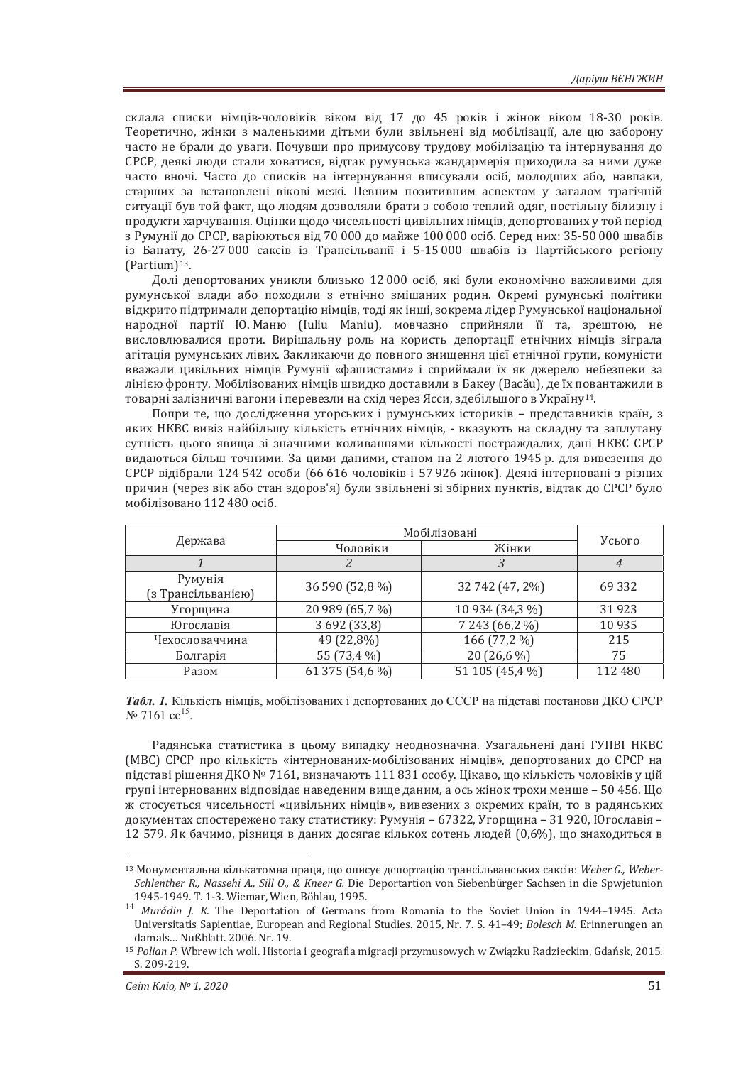склала списки німців-чоловіків віком від 17 до 45 років і жінок віком 18-30 років. Теоретично, жінки з маленькими дітьми були звільнені від мобілізації, але цю заборону часто не брали до уваги. Почувши про примусову трудову мобілізацію та інтернування до СРСР, деякі люди стали ховатися, відтак румунська жандармерія приходила за ними дуже часто вночі. Часто до списків на інтернування вписували осіб, молодших або, навпаки, старших за встановлені вікові межі. Певним позитивним аспектом у загалом трагічній ситуації був той факт, що людям дозволяли брати з собою теплий одяг, постільну білизну і продукти харчування. Оцінки щодо чисельності цивільних німців, депортованих у той період з Румунії до СРСР, варіюються від 70 000 до майже 100 000 осіб. Серед них: 35-50 000 швабів із Банату, 26-27 000 саксів із Трансільванії і 5-15 000 швабів із Партійського регіону (Partium)[13].

Долі депортованих уникли близько 12 000 осіб, які були економічно важливими для румунської влади або походили з етнічно змішаних родин. Окремі румунські політики відкрито підтримали депортацію німців, тоді як інші, зокрема лідер Румунської національної народної партії Ю. Маню (Iuliu Maniu), мовчазно сприйняли її та, зрештою, не висловлювалися проти. Вирішальну роль на користь депортації етнічних німців зіграла агітація румунських лівих. Закликаючи до повного знищення цієї етнічної групи, комуністи вважали цивільних німців Румунії «фашистами» і сприймали їх як джерело небезпеки за лінією фронту. Мобілізованих німців швидко доставили в Бакеу (Bacău), де їх повантажили в товарні залізничні вагони і перевезли на схід через Ясси, здебільшого в Україну[14].

Попри те, що дослідження угорських і румунських істориків – представників країн, з яких НКВС вивіз найбільшу кількість етнічних німців, - вказують на складну та заплутану сутність цього явища зі значними коливаннями кількості постраждалих, дані НКВС СРСР видаються більш точними. За цими даними, станом на 2 лютого 1945 р. для вивезення до СРСР відібрали 124 542 особи (66 616 чоловіків і 57 926 жінок). Деякі інтерновані з різних причин (через вік або стан здоров'я) були звільнені зі збірних пунктів, відтак до СРСР було мобілізовано 112 480 осіб.

| Держава | Мобілізовані | | Усього |
|---|---|---|---|
| | Чоловіки | Жінки | |
| *1* | *2* | *3* | *4* |
| Румунія (з Трансільванією) | 36 590 (52,8 %) | 32 742 (47, 2%) | 69 332 |
| Угорщина | 20 989 (65,7 %) | 10 934 (34,3 %) | 31 923 |
| Югославія | 3 692 (33,8) | 7 243 (66,2 %) | 10 935 |
| Чехословаччина | 49 (22,8%) | 166 (77,2 %) | 215 |
| Болгарія | 55 (73,4 %) | 20 (26,6 %) | 75 |
| Разом | 61 375 (54,6 %) | 51 105 (45,4 %) | 112 480 |

***Табл. 1.*** Кількість німців, мобілізованих і депортованих до СССР на підставі постанови ДКО СРСР № 7161 сс[15].

Радянська статистика в цьому випадку неоднозначна. Узагальнені дані ГУПВІ НКВС (МВС) СРСР про кількість «інтернованих-мобілізованих німців», депортованих до СРСР на підставі рішення ДКО № 7161, визначають 111 831 особу. Цікаво, що кількість чоловіків у цій групі інтернованих відповідає наведеним вище даним, а ось жінок трохи менше – 50 456. Що ж стосується чисельності «цивільних німців», вивезених з окремих країн, то в радянських документах спостережено таку статистику: Румунія – 67322, Угорщина – 31 920, Югославія – 12 579. Як бачимо, різниця в даних досягає кількох сотень людей (0,6%), що знаходиться в

---

[13] Монументальна кількатомна праця, що описує депортацію трансільванських саксів: *Weber G., Weber-Schlenther R., Nassehi A., Sill O., & Kneer G.* Die Deportartion von Siebenbürger Sachsen in die Spwjetunion 1945-1949. T. 1-3. Wiemar, Wien, Böhlau, 1995.

[14] *Murádin J. K.* The Deportation of Germans from Romania to the Soviet Union in 1944–1945. Acta Universitatis Sapientiae, European and Regional Studies. 2015, Nr. 7. S. 41–49; *Bolesch M.* Erinnerungen an damals… Nußblatt. 2006. Nr. 19.

[15] *Polian P.* Wbrew ich woli. Historia i geografia migracji przymusowych w Związku Radzieckim, Gdańsk, 2015. S. 209-219.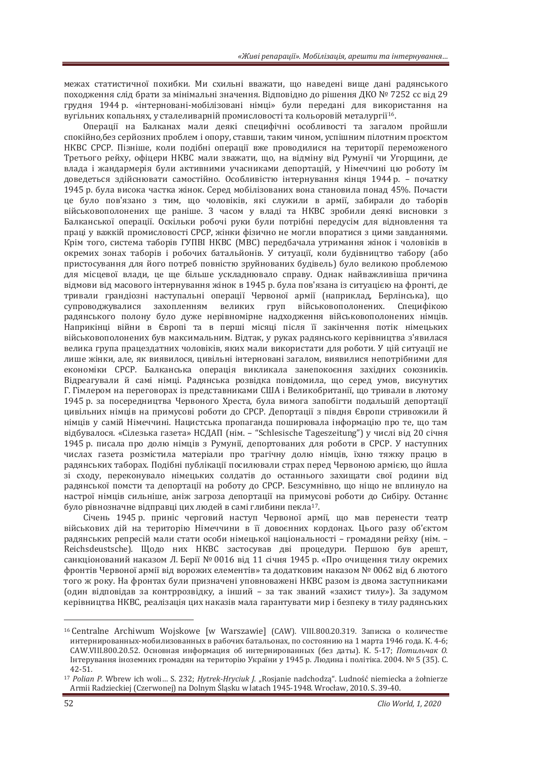межах статистичної похибки. Ми схильні вважати, що наведені вище дані радянського походження слід брати за мінімальні значення. Відповідно до рішення ДКО № 7252 сс від 29 грудня 1944 р. «інтерновані-мобілізовані німці» були передані для використання на вугільних копальнях, у сталеливарній промисловості та кольоровій металургії[16].

Операції на Балканах мали деякі специфічні особливості та загалом пройшли спокійно,без серйозних проблем і опору, ставши, таким чином, успішним пілотним проєктом НКВС СРСР. Пізніше, коли подібні операції вже проводилися на території переможеного Третього рейху, офіцери НКВС мали зважати, що, на відміну від Румунії чи Угорщини, де влада і жандармерія були активними учасниками депортацій, у Німеччині цю роботу їм доведеться здійснювати самостійно. Особливістю інтернування кінця 1944 р. – початку 1945 р. була висока частка жінок. Серед мобілізованих вона становила понад 45%. Почасти це було пов'язано з тим, що чоловіків, які служили в армії, забирали до таборів військовополонених ще раніше. З часом у владі та НКВС зробили деякі висновки з Балканської операції. Оскільки робочі руки були потрібні передусім для відновлення та праці у важкій промисловості СРСР, жінки фізично не могли впоратися з цими завданнями. Крім того, система таборів ГУПВІ НКВС (МВС) передбачала утримання жінок і чоловіків в окремих зонах таборів і робочих батальйонів. У ситуації, коли будівництво табору (або пристосування для його потреб повністю зруйнованих будівель) було великою проблемою для місцевої влади, це ще більше ускладнювало справу. Однак найважливіша причина відмови від масового інтернування жінок в 1945 р. була пов'язана із ситуацією на фронті, де тривали грандіозні наступальні операції Червоної армії (наприклад, Берлінська), що супроводжувалися захопленням великих груп військовополонених. Специфікою радянського полону було дуже нерівномірне надходження військовополонених німців. Наприкінці війни в Європі та в перші місяці після її закінчення потік німецьких військовополонених був максимальним. Відтак, у руках радянського керівництва з'явилася велика група працездатних чоловіків, яких мали використати для роботи. У цій ситуації не лише жінки, але, як виявилося, цивільні інтерновані загалом, виявилися непотрібними для економіки СРСР. Балканська операція викликала занепокоєння західних союзників. Відреагували й самі німці. Радянська розвідка повідомила, що серед умов, висунутих Г. Гімлером на переговорах із представниками США і Великобританії, що тривали в лютому 1945 р. за посередництва Червоного Хреста, була вимога запобігти подальшій депортації цивільних німців на примусові роботи до СРСР. Депортації з півдня Європи стривожили й німців у самій Німеччині. Нацистська пропаганда поширювала інформацію про те, що там відбувалося. «Сілезька газета» НСДАП (нім. – "Schlesische Tageszeitung") у числі від 20 січня 1945 р. писала про долю німців з Румунії, депортованих для роботи в СРСР. У наступних числах газета розмістила матеріали про трагічну долю німців, їхню тяжку працю в радянських таборах. Подібні публікації посилювали страх перед Червоною армією, що йшла зі сходу, переконували німецьких солдатів до останнього захищати свої родини від радянської помсти та депортації на роботу до СРСР. Безсумнівно, що ніщо не вплинуло на настрої німців сильніше, аніж загроза депортації на примусові роботи до Сибіру. Останнє було рівнозначне відправці цих людей в самі глибини пекла[17].

Січень 1945 р. приніс черговий наступ Червоної армії, що мав перенести театр військових дій на територію Німеччини в її довоєнних кордонах. Цього разу об'єктом радянських репресій мали стати особи німецької національності – громадяни рейху (нім. – Reichsdeustsche). Щодо них НКВС застосував дві процедури. Першою був арешт, санкціонований наказом Л. Берії № 0016 від 11 січня 1945 р. «Про очищення тилу окремих фронтів Червоної армії від ворожих елементів» та додатковим наказом № 0062 від 6 лютого того ж року. На фронтах були призначені уповноважені НКВС разом із двома заступниками (один відповідав за контррозвідку, а інший – за так званий «захист тилу»). За задумом керівництва НКВС, реалізація цих наказів мала гарантувати мир і безпеку в тилу радянських

---

[16] Centralne Archiwum Wojskowe [w Warszawie] (CAW). VIII.800.20.319. Записка о количестве интернированных-мобилизованных в рабочих батальонах, по состоянию на 1 марта 1946 года. К. 4-6; CAW.VIII.800.20.52. Основная информация об интернированных (без даты). К. 5-17; *Потильчак О.* Інтерування іноземних громадян на територію України у 1945 р. Людина і політіка. 2004. № 5 (35). С. 42-51.

[17] *Polian P.* Wbrew ich woli… S. 232; *Hytrek-Hryciuk J.* „Rosjanie nadchodzą". Ludność niemiecka a żołnierze Armii Radzieckiej (Czerwonej) na Dolnym Śląsku w latach 1945-1948. Wrocław, 2010. S. 39-40.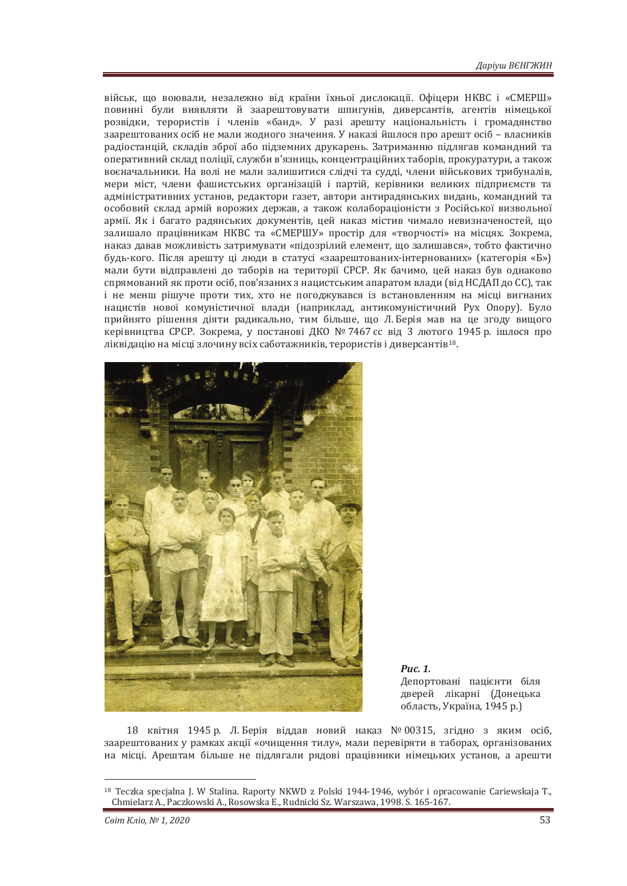військ, що воювали, незалежно від країни їхньої дислокації. Офіцери НКВС і «СМЕРШ» повинні були виявляти й заарештовувати шпигунів, диверсантів, агентів німецької розвідки, терористів і членів «банд». У разі арешту національність і громадянство заарештованих осіб не мали жодного значення. У наказі йшлося про арешт осіб – власників радіостанцій, складів зброї або підземних друкарень. Затриманню підлягав командний та оперативний склад поліції, служби в'язниць, концентраційних таборів, прокуратури, а також воєначальники. На волі не мали залишитися слідчі та судді, члени військових трибуналів, мери міст, члени фашистських організацій і партій, керівники великих підприємств та адміністративних установ, редактори газет, автори антирадянських видань, командний та особовий склад армій ворожих держав, а також колабораціоністи з Російської визвольної армії. Як і багато радянських документів, цей наказ містив чимало невизначеностей, що залишало працівникам НКВС та «СМЕРШУ» простір для «творчості» на місцях. Зокрема, наказ давав можливість затримувати «підозрілий елемент, що залишався», тобто фактично будь-кого. Після арешту ці люди в статусі «заарештованих-інтернованих» (категорія «Б») мали бути відправлені до таборів на території СРСР. Як бачимо, цей наказ був однаково спрямований як проти осіб, пов'язаних з нацистським апаратом влади (від НСДАП до СС), так і не менш рішуче проти тих, хто не погоджувався із встановленням на місці вигнаних нацистів нової комуністичної влади (наприклад, антикомуністичний Рух Опору). Було прийнято рішення діяти радикально, тим більше, що Л. Берія мав на це згоду вищого керівництва СРСР. Зокрема, у постанові ДКО № 7467 сс від 3 лютого 1945 р. ішлося про ліквідацію на місці злочину всіх саботажників, терористів і диверсантів[18].

***Рис. 1.***
Депортовані пацієнти біля дверей лікарні (Донецька область, Україна, 1945 р.)

18 квітня 1945 р. Л. Берія віддав новий наказ № 00315, згідно з яким осіб, заарештованих у рамках акції «очищення тилу», мали перевіряти в таборах, організованих на місці. Арештам більше не підлягали рядові працівники німецьких установ, а арешти

---

[18] Teczka specjalna J. W Stalina. Raporty NKWD z Polski 1944-1946, wybór i opracowanie Cariewskaja T., Chmielarz A., Paczkowski A., Rosowska E., Rudnicki Sz. Warszawa, 1998. S. 165-167.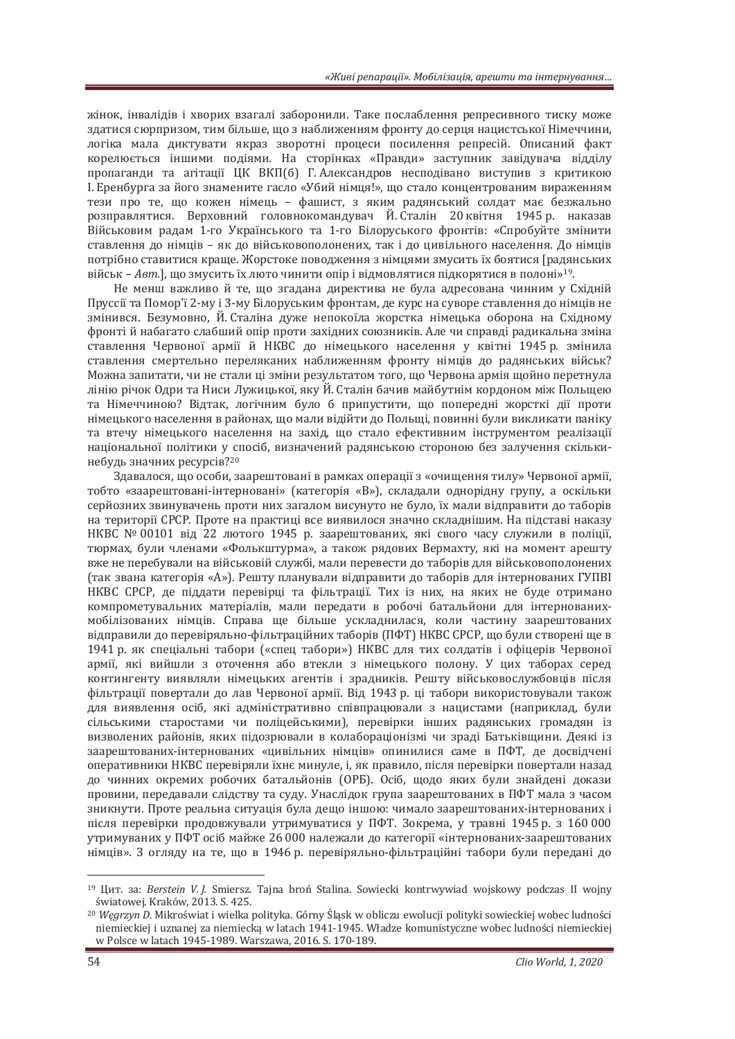жінок, інвалідів і хворих взагалі заборонили. Таке послаблення репресивного тиску може здатися сюрпризом, тим більше, що з наближенням фронту до серця нацистської Німеччини, логіка мала диктувати якраз зворотні процеси посилення репресій. Описаний факт корелюється іншими подіями. На сторінках «Правди» заступник завідувача відділу пропаганди та агітації ЦК ВКП(б) Г. Александров несподівано виступив з критикою І. Еренбурга за його знамените гасло «Убий німця!», що стало концентрованим вираженням тези про те, що кожен німець – фашист, з яким радянський солдат має безжально розправлятися. Верховний головнокомандувач Й. Сталін 20 квітня 1945 р. наказав Військовим радам 1-го Українського та 1-го Білоруського фронтів: «Спробуйте змінити ставлення до німців – як до військовополонених, так і до цивільного населення. До німців потрібно ставитися краще. Жорстоке поводження з німцями змусить їх боятися [радянських військ – *Авт.*], що змусить їх люто чинити опір і відмовлятися підкорятися в полоні»[19].

Не менш важливо й те, що згадана директива не була адресована чинним у Східній Пруссії та Помор'ї 2-му і 3-му Білоруським фронтам, де курс на суворе ставлення до німців не змінився. Безумовно, Й. Сталіна дуже непокоїла жорстка німецька оборона на Східному фронті й набагато слабший опір проти західних союзників. Але чи справді радикальна зміна ставлення Червоної армії й НКВС до німецького населення у квітні 1945 р. змінила ставлення смертельно переляканих наближенням фронту німців до радянських військ? Можна запитати, чи не стали ці зміни результатом того, що Червона армія щойно перетнула лінію річок Одри та Ниси Лужицької, яку Й. Сталін бачив майбутнім кордоном між Польщею та Німеччиною? Відтак, логічним було б припустити, що попередні жорсткі дії проти німецького населення в районах, що мали відійти до Польщі, повинні були викликати паніку та втечу німецького населення на захід, що стало ефективним інструментом реалізації національної політики у спосіб, визначений радянською стороною без залучення скільки-небудь значних ресурсів?[20]

Здавалося, що особи, заарештовані в рамках операції з «очищення тилу» Червоної армії, тобто «заарештовані-інтерновані» (категорія «В»), складали однорідну групу, а оскільки серйозних звинувачень проти них загалом висунуто не було, їх мали відправити до таборів на території СРСР. Проте на практиці все виявилося значно складнішим. На підставі наказу НКВС № 00101 від 22 лютого 1945 р. заарештованих, які свого часу служили в поліції, тюрмах, були членами «Фолькштурма», а також рядових Вермахту, які на момент арешту вже не перебували на військовій службі, мали перевести до таборів для військовополонених (так звана категорія «А»). Решту планували відправити до таборів для інтернованих ГУПВІ НКВС СРСР, де піддати перевірці та фільтрації. Тих із них, на яких не буде отримано компрометувальних матеріалів, мали передати в робочі батальйони для інтернованих-мобілізованих німців. Справа ще більше ускладнилася, коли частину заарештованих відправили до перевіряльно-фільтраційних таборів (ПФТ) НКВС СРСР, що були створені ще в 1941 р. як спеціальні табори («спец табори») НКВС для тих солдатів і офіцерів Червоної армії, які вийшли з оточення або втекли з німецького полону. У цих таборах серед контингенту виявляли німецьких агентів і зрадників. Решту військовослужбовців після фільтрації повертали до лав Червоної армії. Від 1943 р. ці табори використовували також для виявлення осіб, які адміністративно співпрацювали з нацистами (наприклад, були сільськими старостами чи поліцейськими), перевірки інших радянських громадян із визволених районів, яких підозрювали в колабораціонізмі чи зраді Батьківщини. Деякі із заарештованих-інтернованих «цивільних німців» опинилися саме в ПФТ, де досвідчені оперативники НКВС перевіряли їхнє минуле, і, як правило, після перевірки повертали назад до чинних окремих робочих батальйонів (ОРБ). Осіб, щодо яких були знайдені докази провини, передавали слідству та суду. Унаслідок група заарештованих в ПФТ мала з часом зникнути. Проте реальна ситуація була дещо іншою: чимало заарештованих-інтернованих і після перевірки продовжували утримуватися у ПФТ. Зокрема, у травні 1945 р. з 160 000 утримуваних у ПФТ осіб майже 26 000 належали до категорії «інтернованих-заарештованих німців». З огляду на те, що в 1946 р. перевірочно-фільтраційні табори були передані до

---

[19] Цит. за: *Berstein V. J.* Smiersz. Tajna broń Stalina. Sowiecki kontrwywiad wojskowy podczas II wojny światowej. Kraków, 2013. S. 425.

[20] *Węgrzyn D.* Mikroświat i wielka polityka. Górny Śląsk w obliczu ewolucji polityki sowieckiej wobec ludności niemieckiej i uznanej za niemiecką w latach 1941-1945. Władze komunistyczne wobec ludności niemieckiej w Polsce w latach 1945-1989. Warszawa, 2016. S. 170-189.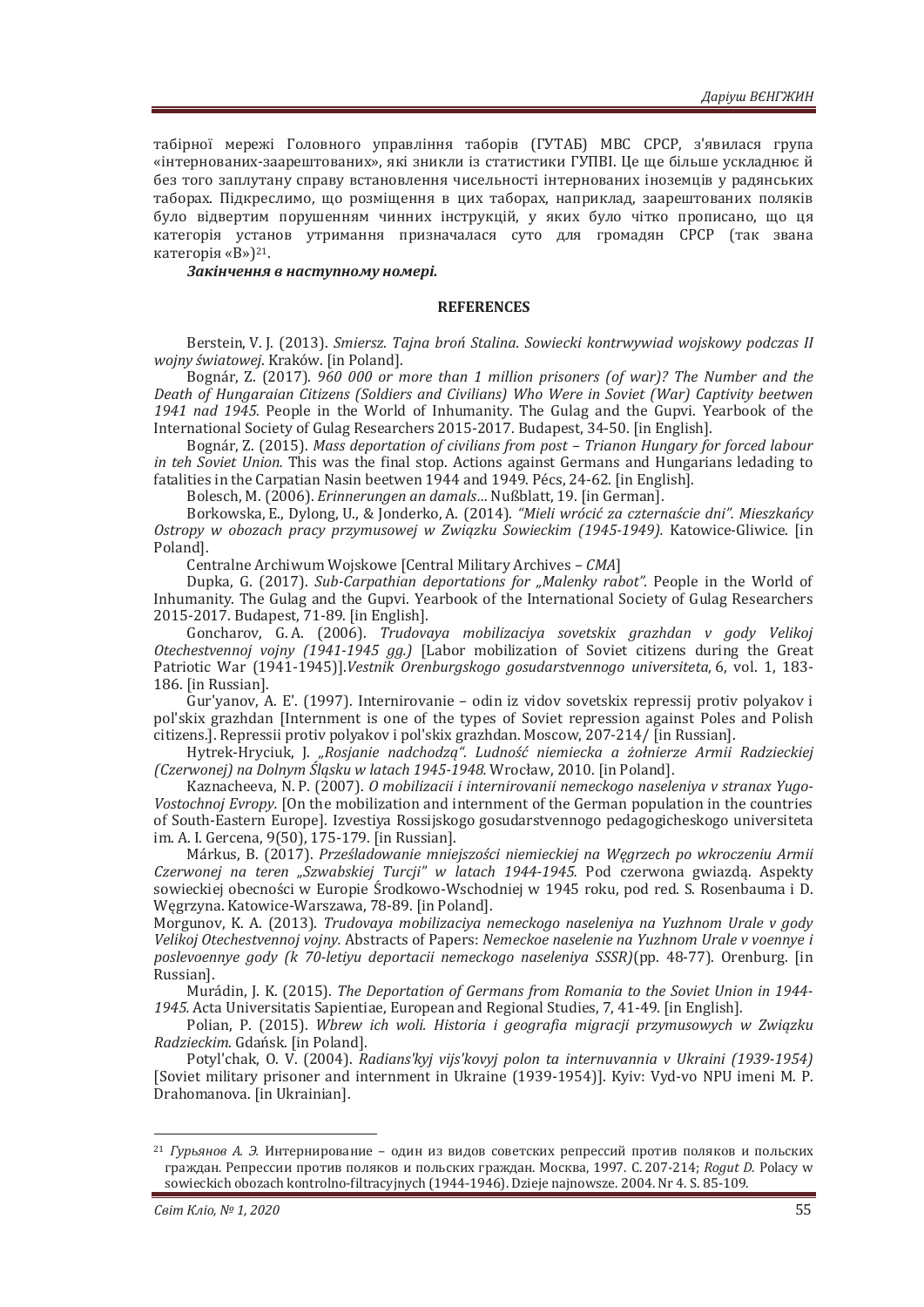табірної мережі Головного управління таборів (ГУТАБ) МВС СРСР, з'явилася група «інтернованих-заарештованих», які зникли із статистики ГУПВІ. Це ще більше ускладнює й без того заплутану справу встановлення чисельності інтернованих іноземців у радянських таборах. Підкреслимо, що розміщення в цих таборах, наприклад, заарештованих поляків було відвертим порушенням чинних інструкцій, у яких було чітко прописано, що ця категорія установ утримання призначалася суто для громадян СРСР (так звана категорія «В»)[21].

***Закінчення в наступному номері.***

**REFERENCES**

Berstein, V. J. (2013). *Smiersz. Tajna broń Stalina. Sowiecki kontrwywiad wojskowy podczas II wojny światowej.* Kraków. [in Poland].

Bognár, Z. (2017). *960 000 or more than 1 million prisoners (of war)? The Number and the Death of Hungaraian Citizens (Soldiers and Civilians) Who Were in Soviet (War) Captivity beetwen 1941 nad 1945.* People in the World of Inhumanity. The Gulag and the Gupvi. Yearbook of the International Society of Gulag Researchers 2015-2017. Budapest, 34-50. [in English].

Bognár, Z. (2015). *Mass deportation of civilians from post – Trianon Hungary for forced labour in teh Soviet Union.* This was the final stop. Actions against Germans and Hungarians ledading to fatalities in the Carpatian Nasin beetwen 1944 and 1949. Pécs, 24-62. [in English].

Bolesch, M. (2006). *Erinnerungen an damals…* Nußblatt, 19. [in German].

Borkowska, E., Dylong, U., & Jonderko, A. (2014). *"Mieli wrócić za czternaście dni". Mieszkańcy Ostropy w obozach pracy przymusowej w Związku Sowieckim (1945-1949).* Katowice-Gliwice. [in Poland].

Centralne Archiwum Wojskowe [Central Military Archives – *CMA*]

Dupka, G. (2017). *Sub-Carpathian deportations for „Malenky rabot".* People in the World of Inhumanity. The Gulag and the Gupvi. Yearbook of the International Society of Gulag Researchers 2015-2017. Budapest, 71-89. [in English].

Goncharov, G. A. (2006). *Trudovaya mobilizaciya sovetskix grazhdan v gody Velikoj Otechestvennoj vojny (1941-1945 gg.)* [Labor mobilization of Soviet citizens during the Great Patriotic War (1941-1945)].*Vestnik Orenburgskogo gosudarstvennogo universiteta*, 6, vol. 1, 183-186. [in Russian].

Gur'yanov, A. E'. (1997). Internirovanie – odin iz vidov sovetskix repressij protiv polyakov i pol'skix grazhdan [Internment is one of the types of Soviet repression against Poles and Polish citizens.]. Repressii protiv polyakov i pol'skix grazhdan. Moscow, 207-214/ [in Russian].

Hytrek-Hryciuk, J. *„Rosjanie nadchodzą". Ludność niemiecka a żołnierze Armii Radzieckiej (Czerwonej) na Dolnym Śląsku w latach 1945-1948.* Wrocław, 2010. [in Poland].

Kaznacheeva, N. P. (2007). *O mobilizacii i internirovanii nemeckogo naseleniya v stranax Yugo-Vostochnoj Evropy.* [On the mobilization and internment of the German population in the countries of South-Eastern Europe]. Izvestiya Rossijskogo gosudarstvennogo pedagogicheskogo universiteta im. A. I. Gercena, 9(50), 175-179. [in Russian].

Márkus, B. (2017). *Prześladowanie mniejszości niemieckiej na Węgrzech po wkroczeniu Armii Czerwonej na teren „Szwabskiej Turcji" w latach 1944-1945.* Pod czerwona gwiazdą. Aspekty sowieckiej obecności w Europie Środkowo-Wschodniej w 1945 roku, pod red. S. Rosenbauma i D. Węgrzyna. Katowice-Warszawa, 78-89. [in Poland].

Morgunov, K. A. (2013). *Trudovaya mobilizaciya nemeckogo naseleniya na Yuzhnom Urale v gody Velikoj Otechestvennoj vojny.* Abstracts of Papers: *Nemeckoe naselenie na Yuzhnom Urale v voennye i poslevoennye gody (k 70-letiyu deportacii nemeckogo naseleniya SSSR)*(pp. 48-77). Orenburg. [in Russian].

Murádin, J. K. (2015). *The Deportation of Germans from Romania to the Soviet Union in 1944-1945.* Acta Universitatis Sapientiae, European and Regional Studies, 7, 41-49. [in English].

Polian, P. (2015). *Wbrew ich woli. Historia i geografia migracji przymusowych w Związku Radzieckim.* Gdańsk. [in Poland].

Potyl'chak, O. V. (2004). *Radians'kyj vijs'kovyj polon ta internuvannia v Ukraini (1939-1954)* [Soviet military prisoner and internment in Ukraine (1939-1954)]. Kyiv: Vyd-vo NPU imeni M. P. Drahomanova. [in Ukrainian].

---

[21] *Гурьянов А. Э.* Интернирование – один из видов советских репрессий против поляков и польских граждан. Репрессии против поляков и польских граждан. Москва, 1997. С. 207-214; *Rogut D.* Polacy w sowieckich obozach kontrolno-filtracyjnych (1944-1946). Dzieje najnowsze. 2004. Nr 4. S. 85-109.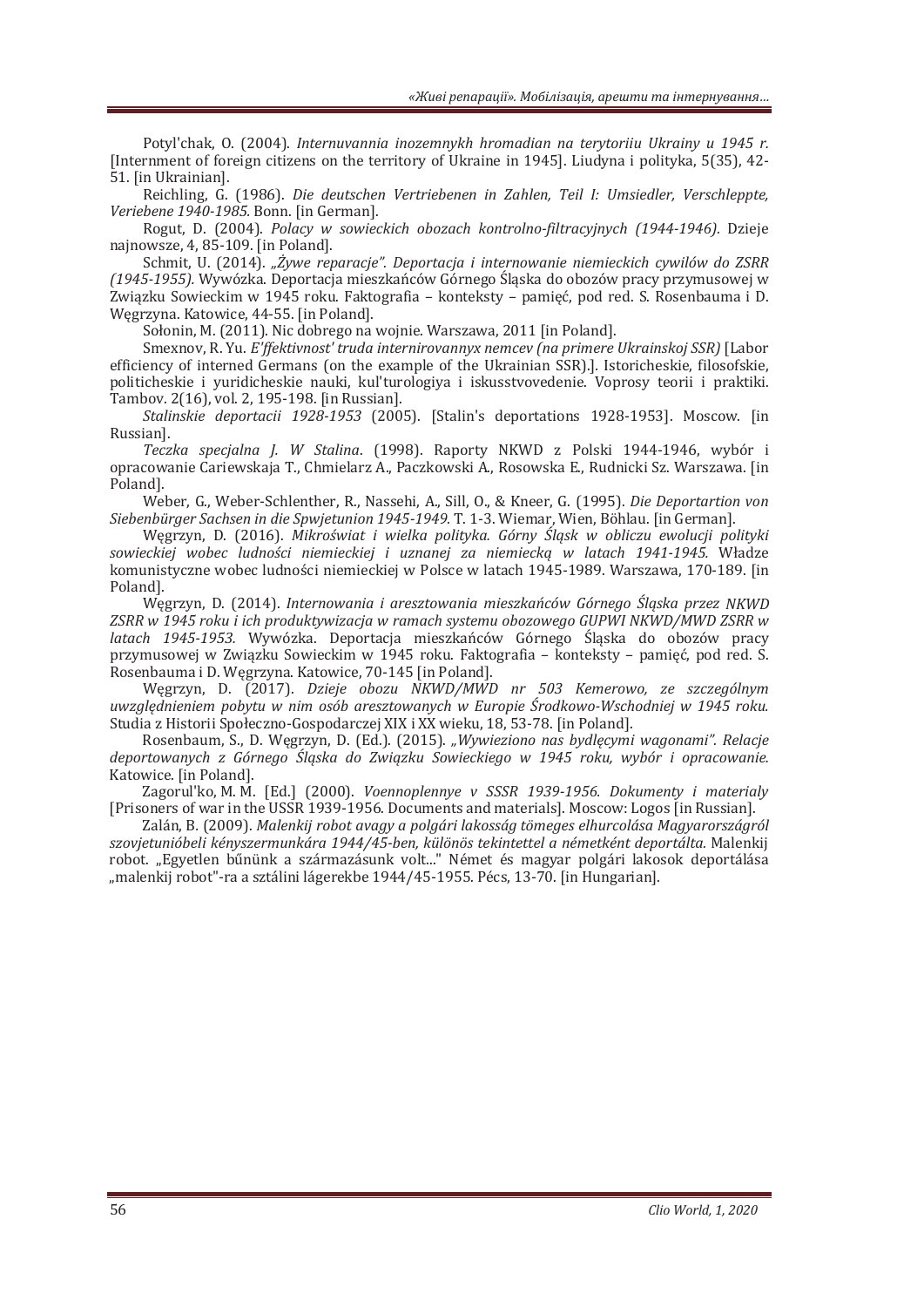Potyl'chak, O. (2004). *Internuvannia inozemnykh hromadian na terytoriiu Ukrainy u 1945 r.* [Internment of foreign citizens on the territory of Ukraine in 1945]. Liudyna i polityka, 5(35), 42-51. [in Ukrainian].

Reichling, G. (1986). *Die deutschen Vertriebenen in Zahlen, Teil I: Umsiedler, Verschleppte, Veriebene 1940-1985.* Bonn. [in German].

Rogut, D. (2004). *Polacy w sowieckich obozach kontrolno-filtracyjnych (1944-1946)*. Dzieje najnowsze, 4, 85-109. [in Poland].

Schmit, U. (2014). *„Żywe reparacje". Deportacja i internowanie niemieckich cywilów do ZSRR (1945-1955).* Wywózka. Deportacja mieszkańców Górnego Śląska do obozów pracy przymusowej w Związku Sowieckim w 1945 roku. Faktografia – konteksty – pamięć, pod red. S. Rosenbauma i D. Węgrzyna. Katowice, 44-55. [in Poland].

Sołonin, M. (2011). Nic dobrego na wojnie. Warszawa, 2011 [in Poland].

Smexnov, R. Yu. *E'ffektivnost' truda internirovannyx nemcev (na primere Ukrainskoj SSR)* [Labor efficiency of interned Germans (on the example of the Ukrainian SSR).]. Istoricheskie, filosofskie, politicheskie i yuridicheskie nauki, kul'turologiya i iskusstvovedenie. Voprosy teorii i praktiki. Tambov. 2(16), vol. 2, 195-198. [in Russian].

*Stalinskie deportacii 1928-1953* (2005). [Stalin's deportations 1928-1953]. Moscow. [in Russian].

*Teczka specjalna J. W Stalina*. (1998). Raporty NKWD z Polski 1944-1946, wybór i opracowanie Cariewskaja T., Chmielarz A., Paczkowski A., Rosowska E., Rudnicki Sz. Warszawa. [in Poland].

Weber, G., Weber-Schlenther, R., Nassehi, A., Sill, O., & Kneer, G. (1995). *Die Deportartion von Siebenbürger Sachsen in die Spwjetunion 1945-1949.* T. 1-3. Wiemar, Wien, Böhlau. [in German].

Węgrzyn, D. (2016). *Mikroświat i wielka polityka. Górny Śląsk w obliczu ewolucji polityki sowieckiej wobec ludności niemieckiej i uznanej za niemiecką w latach 1941-1945.* Władze komunistyczne wobec ludności niemieckiej w Polsce w latach 1945-1989. Warszawa, 170-189. [in Poland].

Węgrzyn, D. (2014). *Internowania i aresztowania mieszkańców Górnego Śląska przez NKWD ZSRR w 1945 roku i ich produktywizacja w ramach systemu obozowego GUPWI NKWD/MWD ZSRR w latach 1945-1953.* Wywózka. Deportacja mieszkańców Górnego Śląska do obozów pracy przymusowej w Związku Sowieckim w 1945 roku. Faktografia – konteksty – pamięć, pod red. S. Rosenbauma i D. Węgrzyna. Katowice, 70-145 [in Poland].

Węgrzyn, D. (2017). *Dzieje obozu NKWD/MWD nr 503 Kemerowo, ze szczególnym uwzględnieniem pobytu w nim osób aresztowanych w Europie Środkowo-Wschodniej w 1945 roku.* Studia z Historii Społeczno-Gospodarczej XIX i XX wieku, 18, 53-78. [in Poland].

Rosenbaum, S., D. Węgrzyn, D. (Ed.). (2015). *„Wywieziono nas bydlęcymi wagonami". Relacje deportowanych z Górnego Śląska do Związku Sowieckiego w 1945 roku, wybór i opracowanie.* Katowice. [in Poland].

Zagorul'ko, M. M. [Ed.] (2000). *Voennoplennye v SSSR 1939-1956. Dokumenty i materialy* [Prisoners of war in the USSR 1939-1956. Documents and materials]. Moscow: Logos [in Russian].

Zalán, B. (2009). *Malenkij robot avagy a polgári lakosság tömeges elhurcolása Magyarországról szovjetunióbeli kényszermunkára 1944/45-ben, különös tekintettel a németként deportálta.* Malenkij robot. „Egyetlen bűnünk a származásunk volt..." Német és magyar polgári lakosok deportálása „malenkij robot"-ra a sztálini lágerekbe 1944/45-1955. Pécs, 13-70. [in Hungarian].